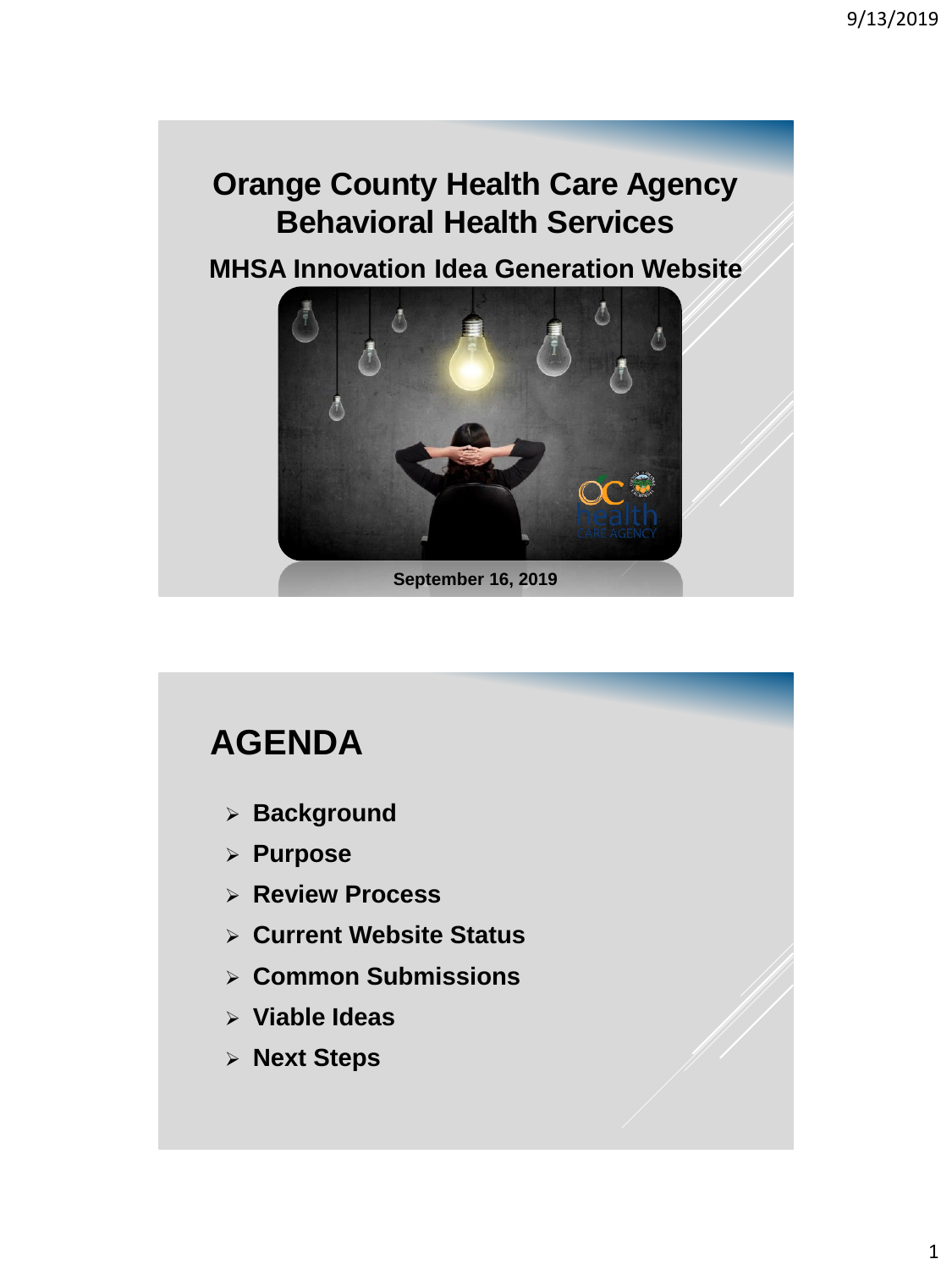# Orange County Health Care Agency Behavioral Health Services

## MHSA Innovation Idea Generation Website

September 16, 2019

# AGENDA

- Background
- Purpose
- Review Process
- Current Website Status
- Common Submissions
- Viable Ideas
- Next Steps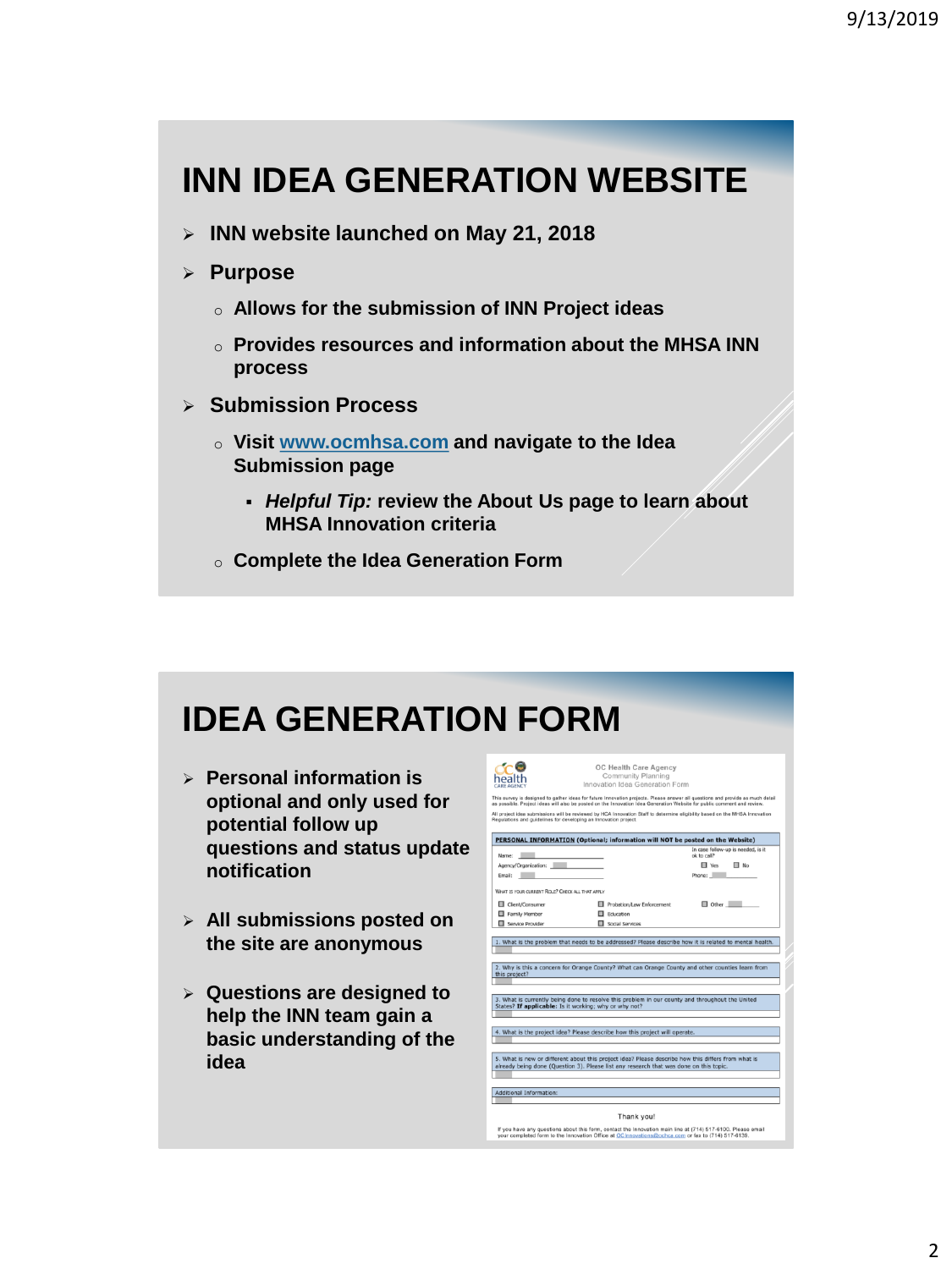# INN IDEA GENERATION WEBSITE

- **INN website launched on May 21, 2018**
- **Purpose**
  - **Allows for the submission of INN Project ideas**
  - **Provides resources and information about the MHSA INN process**
- **Submission Process**
  - **Visit [www.ocmhsa.com](www.ocmhsa.com) and navigate to the Idea Submission page**
    - ***Helpful Tip:* review the About Us page to learn about MHSA Innovation criteria**
  - **Complete the Idea Generation Form**

# IDEA GENERATION FORM

- **Personal information is optional and only used for potential follow up questions and status update notification**
- **All submissions posted on the site are anonymous**
- **Questions are designed to help the INN team gain a basic understanding of the idea**

OC Health Care Agency
Community Planning
Innovation Idea Generation Form

This survey is designed to gather ideas for future innovation projects. Please answer all questions and provide as much detail as possible. Project ideas will also be posted on the Innovation Idea Generation Website for public comment and review.

All project idea submissions will be reviewed by HCA Innovation Staff to determine eligibility based on the MHSA Innovation Regulations and guidelines for developing an Innovation project.

**PERSONAL INFORMATION (Optional; information will NOT be posted on the Website)**

Name:
Agency/Organization:
Email:

In case follow-up is needed, is it ok to call? Yes No
Phone:

WHAT IS YOUR CURRENT ROLE? CHECK ALL THAT APPLY

- Client/Consumer
- Family Member
- Service Provider
- Probation/Law Enforcement
- Education
- Social Services
- Other

1. What is the problem that needs to be addressed? Please describe how it is related to mental health.

2. Why is this a concern for Orange County? What can Orange County and other counties learn from this project?

3. What is currently being done to resolve this problem in our county and throughout the United States? **If applicable:** Is it working; why or why not?

4. What is the project idea? Please describe how this project will operate.

5. What is new or different about this project idea? Please describe how this differs from what is already being done (Question 3). Please list any research that was done on this topic.

Additional Information:

Thank you!

If you have any questions about this form, contact the Innovation main line at (714) 517-6100. Please email your completed form to the Innovation Office at OCInnovations@ochca.com or fax to (714) 517-6135.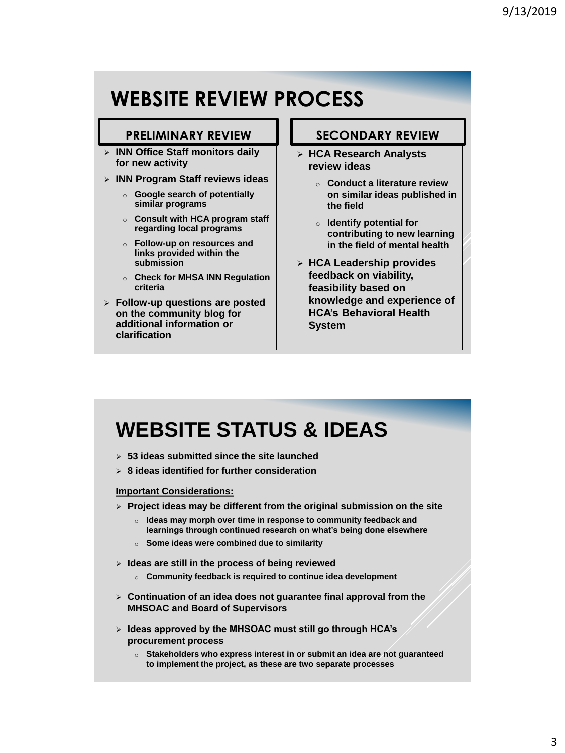# WEBSITE REVIEW PROCESS

## PRELIMINARY REVIEW

- **INN Office Staff monitors daily for new activity**
- **INN Program Staff reviews ideas**
  - **Google search of potentially similar programs**
  - **Consult with HCA program staff regarding local programs**
  - **Follow-up on resources and links provided within the submission**
  - **Check for MHSA INN Regulation criteria**
- **Follow-up questions are posted on the community blog for additional information or clarification**

## SECONDARY REVIEW

- **HCA Research Analysts review ideas**
  - **Conduct a literature review on similar ideas published in the field**
  - **Identify potential for contributing to new learning in the field of mental health**
- **HCA Leadership provides feedback on viability, feasibility based on knowledge and experience of HCA's Behavioral Health System**

# WEBSITE STATUS & IDEAS

- **53 ideas submitted since the site launched**
- **8 ideas identified for further consideration**

**Important Considerations:**

- **Project ideas may be different from the original submission on the site**
  - **Ideas may morph over time in response to community feedback and learnings through continued research on what's being done elsewhere**
  - **Some ideas were combined due to similarity**
- **Ideas are still in the process of being reviewed**
  - **Community feedback is required to continue idea development**
- **Continuation of an idea does not guarantee final approval from the MHSOAC and Board of Supervisors**
- **Ideas approved by the MHSOAC must still go through HCA's procurement process**
  - **Stakeholders who express interest in or submit an idea are not guaranteed to implement the project, as these are two separate processes**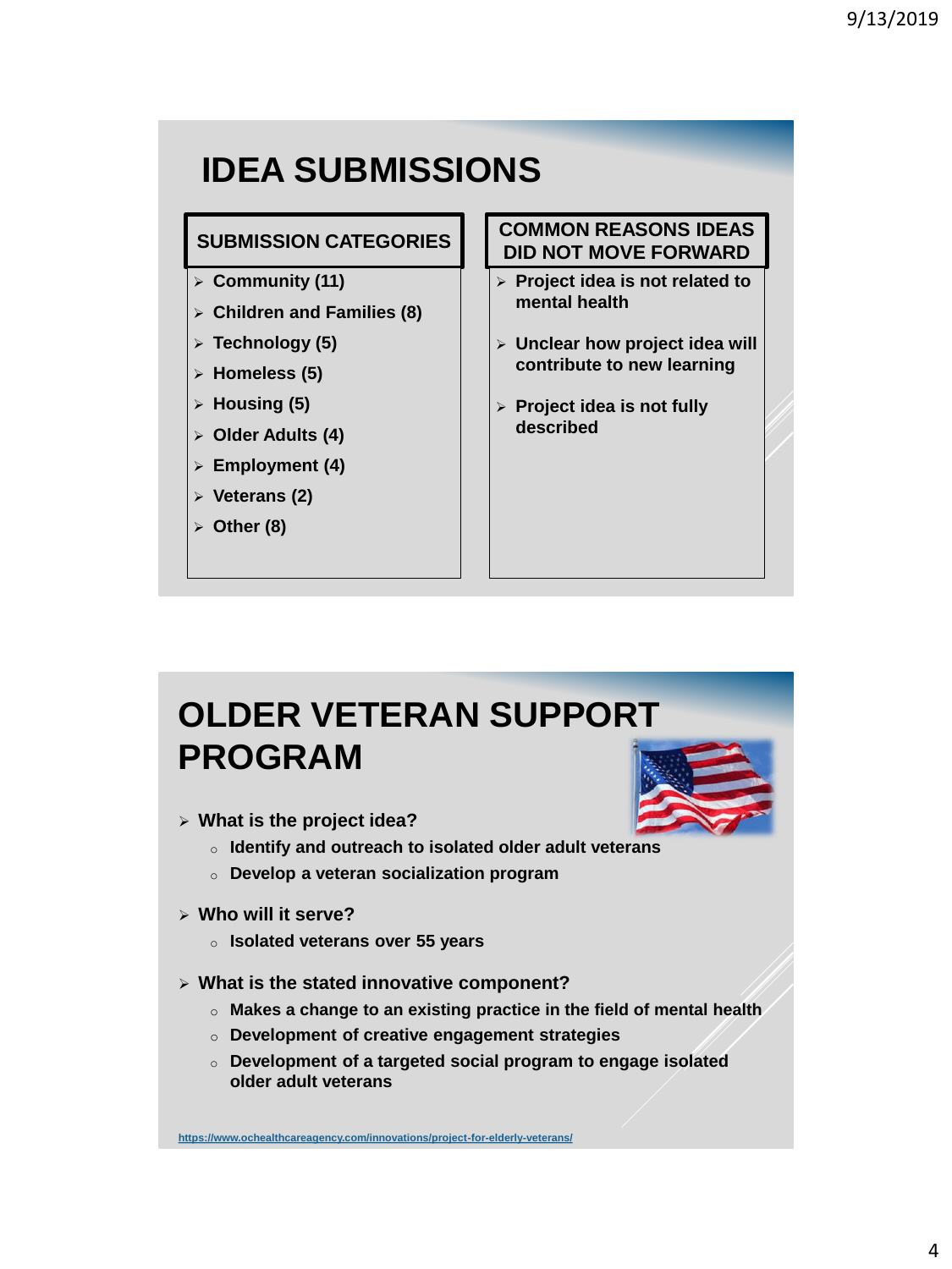# IDEA SUBMISSIONS

## SUBMISSION CATEGORIES

- Community (11)
- Children and Families (8)
- Technology (5)
- Homeless (5)
- Housing (5)
- Older Adults (4)
- Employment (4)
- Veterans (2)
- Other (8)

## COMMON REASONS IDEAS DID NOT MOVE FORWARD

- Project idea is not related to mental health
- Unclear how project idea will contribute to new learning
- Project idea is not fully described

# OLDER VETERAN SUPPORT PROGRAM

- What is the project idea?
  - Identify and outreach to isolated older adult veterans
  - Develop a veteran socialization program
- Who will it serve?
  - Isolated veterans over 55 years
- What is the stated innovative component?
  - Makes a change to an existing practice in the field of mental health
  - Development of creative engagement strategies
  - Development of a targeted social program to engage isolated older adult veterans

https://www.ochealthcareagency.com/innovations/project-for-elderly-veterans/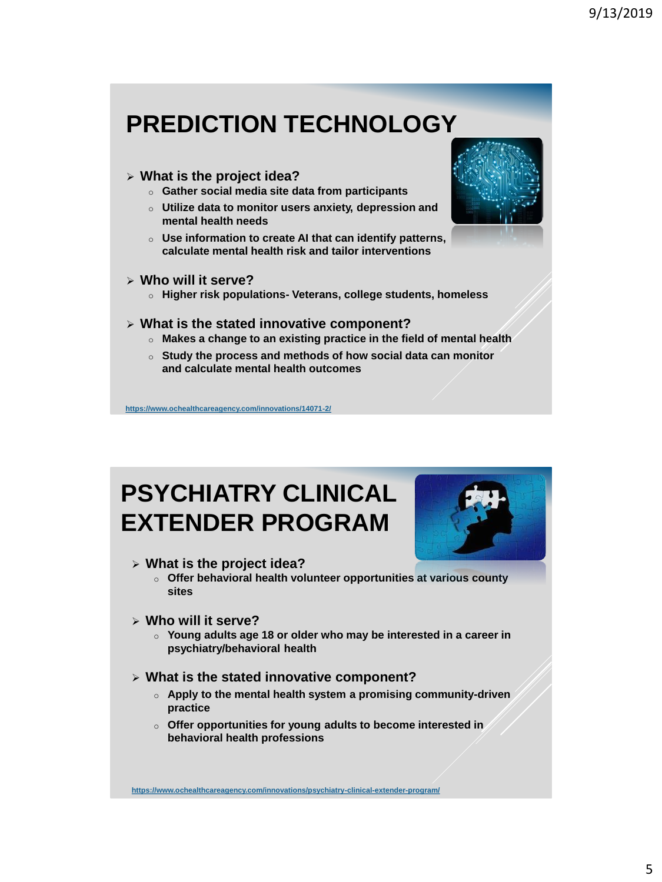## PREDICTION TECHNOLOGY

- **What is the project idea?**
  - **Gather social media site data from participants**
  - **Utilize data to monitor users anxiety, depression and mental health needs**
  - **Use information to create AI that can identify patterns, calculate mental health risk and tailor interventions**
- **Who will it serve?**
  - **Higher risk populations- Veterans, college students, homeless**
- **What is the stated innovative component?**
  - **Makes a change to an existing practice in the field of mental health**
  - **Study the process and methods of how social data can monitor and calculate mental health outcomes**

https://www.ochealthcareagency.com/innovations/14071-2/

## PSYCHIATRY CLINICAL EXTENDER PROGRAM

- **What is the project idea?**
  - **Offer behavioral health volunteer opportunities at various county sites**
- **Who will it serve?**
  - **Young adults age 18 or older who may be interested in a career in psychiatry/behavioral health**
- **What is the stated innovative component?**
  - **Apply to the mental health system a promising community-driven practice**
  - **Offer opportunities for young adults to become interested in behavioral health professions**

https://www.ochealthcareagency.com/innovations/psychiatry-clinical-extender-program/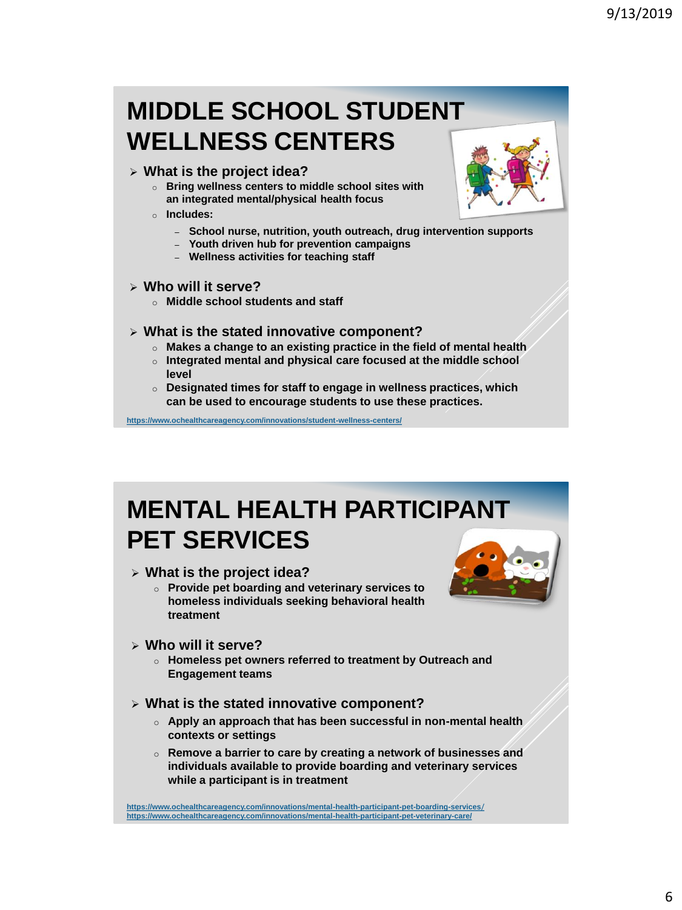# MIDDLE SCHOOL STUDENT WELLNESS CENTERS

- **What is the project idea?**
  - Bring wellness centers to middle school sites with an integrated mental/physical health focus
  - Includes:
    - School nurse, nutrition, youth outreach, drug intervention supports
    - Youth driven hub for prevention campaigns
    - Wellness activities for teaching staff
- **Who will it serve?**
  - Middle school students and staff
- **What is the stated innovative component?**
  - Makes a change to an existing practice in the field of mental health
  - Integrated mental and physical care focused at the middle school level
  - Designated times for staff to engage in wellness practices, which can be used to encourage students to use these practices.

https://www.ochealthcareagency.com/innovations/student-wellness-centers/

# MENTAL HEALTH PARTICIPANT PET SERVICES

- **What is the project idea?**
  - Provide pet boarding and veterinary services to homeless individuals seeking behavioral health treatment
- **Who will it serve?**
  - Homeless pet owners referred to treatment by Outreach and Engagement teams
- **What is the stated innovative component?**
  - Apply an approach that has been successful in non-mental health contexts or settings
  - Remove a barrier to care by creating a network of businesses and individuals available to provide boarding and veterinary services while a participant is in treatment

https://www.ochealthcareagency.com/innovations/mental-health-participant-pet-boarding-services/
https://www.ochealthcareagency.com/innovations/mental-health-participant-pet-veterinary-care/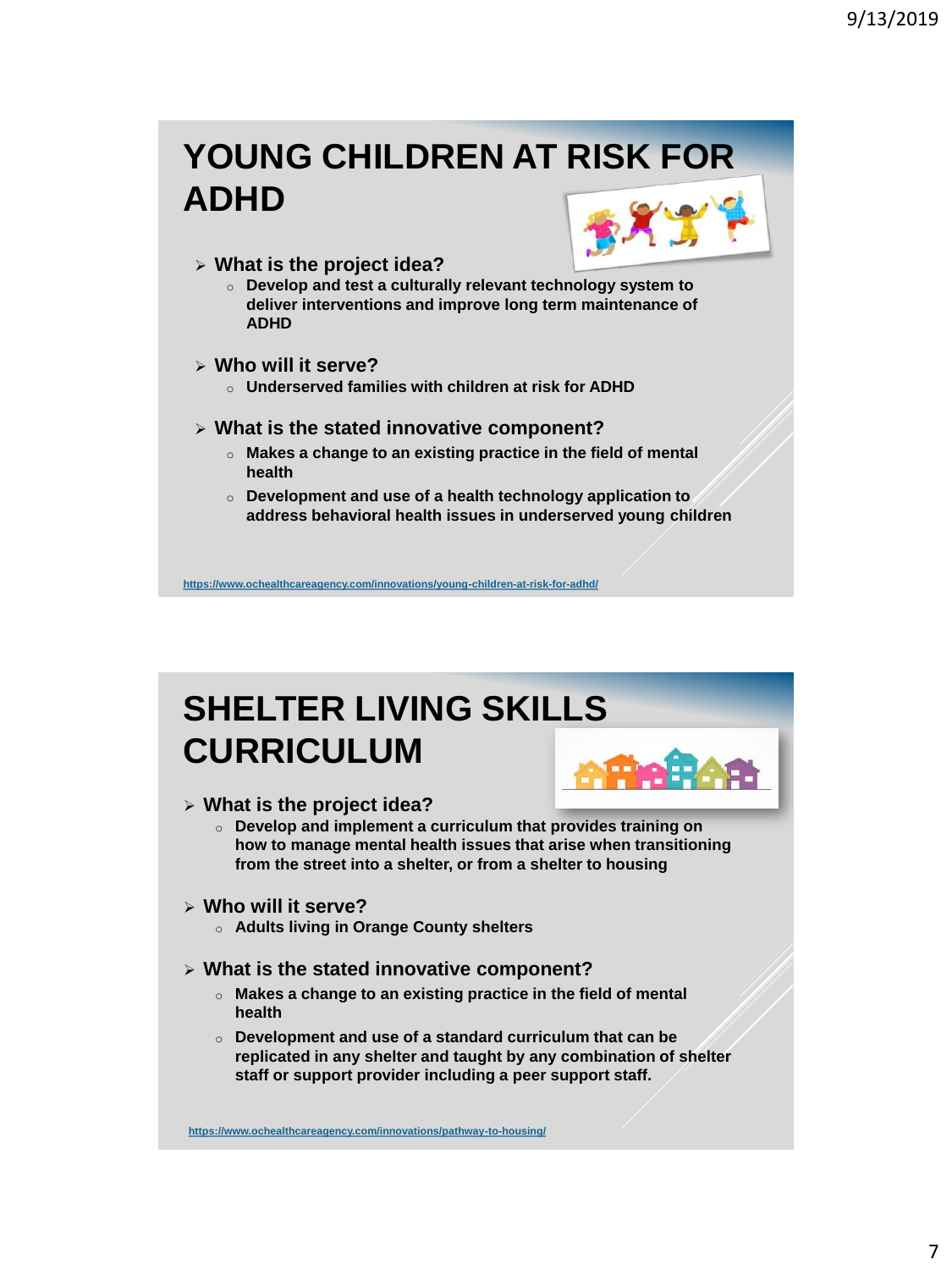# YOUNG CHILDREN AT RISK FOR ADHD

- **What is the project idea?**
  - **Develop and test a culturally relevant technology system to deliver interventions and improve long term maintenance of ADHD**
- **Who will it serve?**
  - **Underserved families with children at risk for ADHD**
- **What is the stated innovative component?**
  - **Makes a change to an existing practice in the field of mental health**
  - **Development and use of a health technology application to address behavioral health issues in underserved young children**

https://www.ochealthcareagency.com/innovations/young-children-at-risk-for-adhd/

# SHELTER LIVING SKILLS CURRICULUM

- **What is the project idea?**
  - **Develop and implement a curriculum that provides training on how to manage mental health issues that arise when transitioning from the street into a shelter, or from a shelter to housing**
- **Who will it serve?**
  - **Adults living in Orange County shelters**
- **What is the stated innovative component?**
  - **Makes a change to an existing practice in the field of mental health**
  - **Development and use of a standard curriculum that can be replicated in any shelter and taught by any combination of shelter staff or support provider including a peer support staff.**

https://www.ochealthcareagency.com/innovations/pathway-to-housing/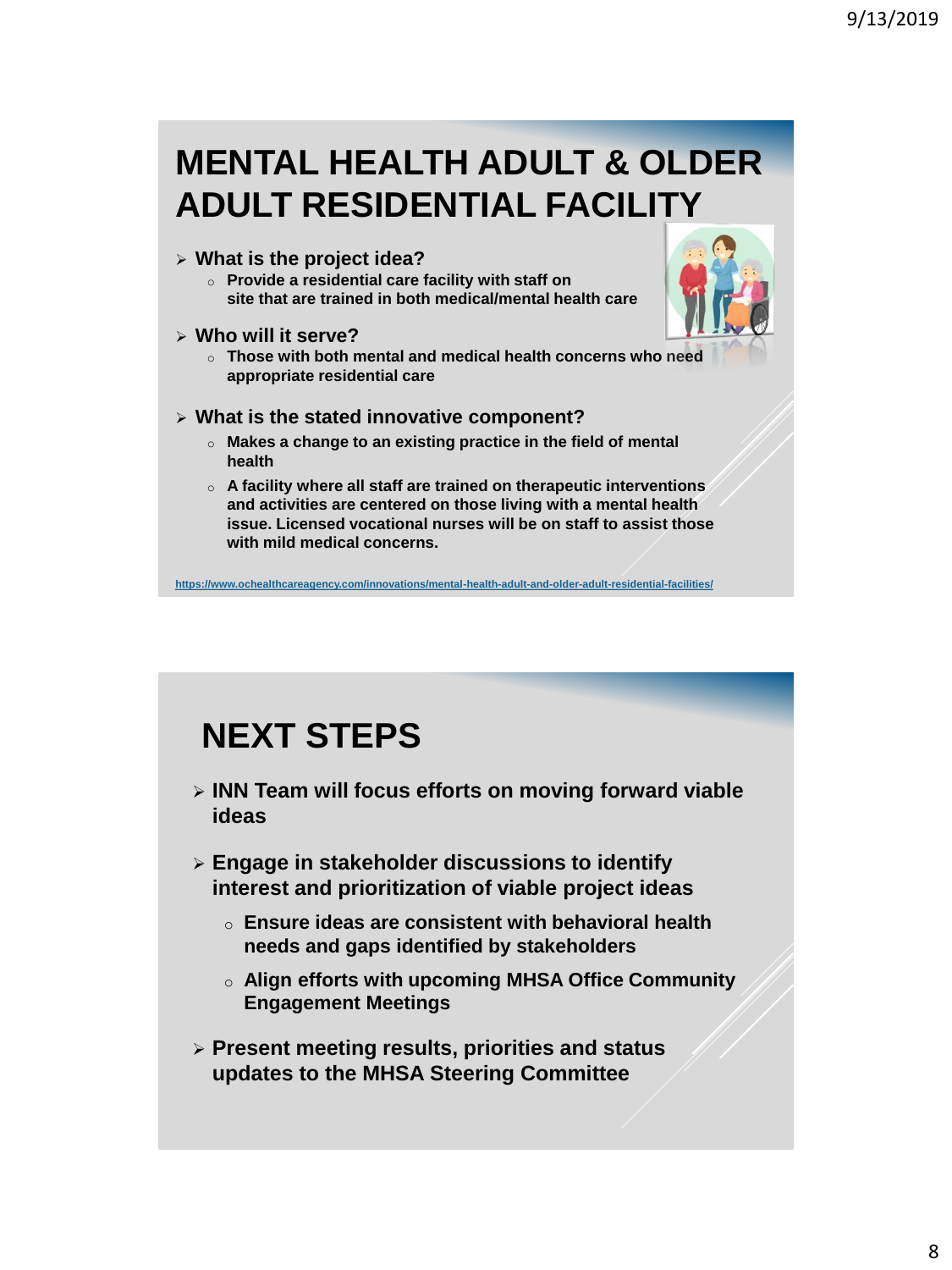# MENTAL HEALTH ADULT & OLDER ADULT RESIDENTIAL FACILITY

- **What is the project idea?**
  - **Provide a residential care facility with staff on site that are trained in both medical/mental health care**
- **Who will it serve?**
  - **Those with both mental and medical health concerns who need appropriate residential care**
- **What is the stated innovative component?**
  - **Makes a change to an existing practice in the field of mental health**
  - **A facility where all staff are trained on therapeutic interventions and activities are centered on those living with a mental health issue. Licensed vocational nurses will be on staff to assist those with mild medical concerns.**

https://www.ochealthcareagency.com/innovations/mental-health-adult-and-older-adult-residential-facilities/

# NEXT STEPS

- **INN Team will focus efforts on moving forward viable ideas**
- **Engage in stakeholder discussions to identify interest and prioritization of viable project ideas**
  - **Ensure ideas are consistent with behavioral health needs and gaps identified by stakeholders**
  - **Align efforts with upcoming MHSA Office Community Engagement Meetings**
- **Present meeting results, priorities and status updates to the MHSA Steering Committee**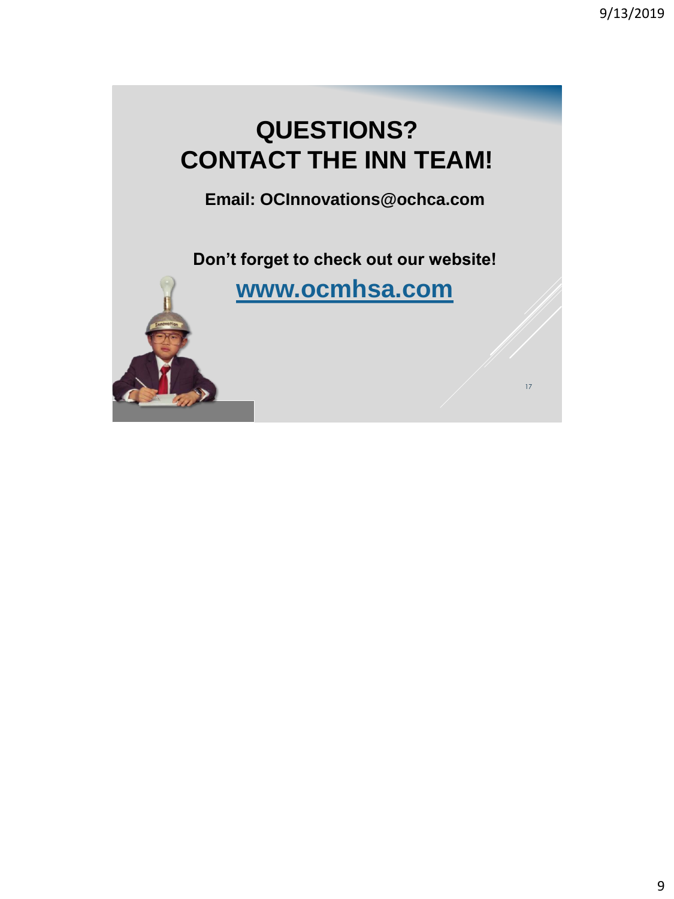# QUESTIONS?
# CONTACT THE INN TEAM!

**Email: OCInnovations@ochca.com**

**Don't forget to check out our website!**

**www.ocmhsa.com**